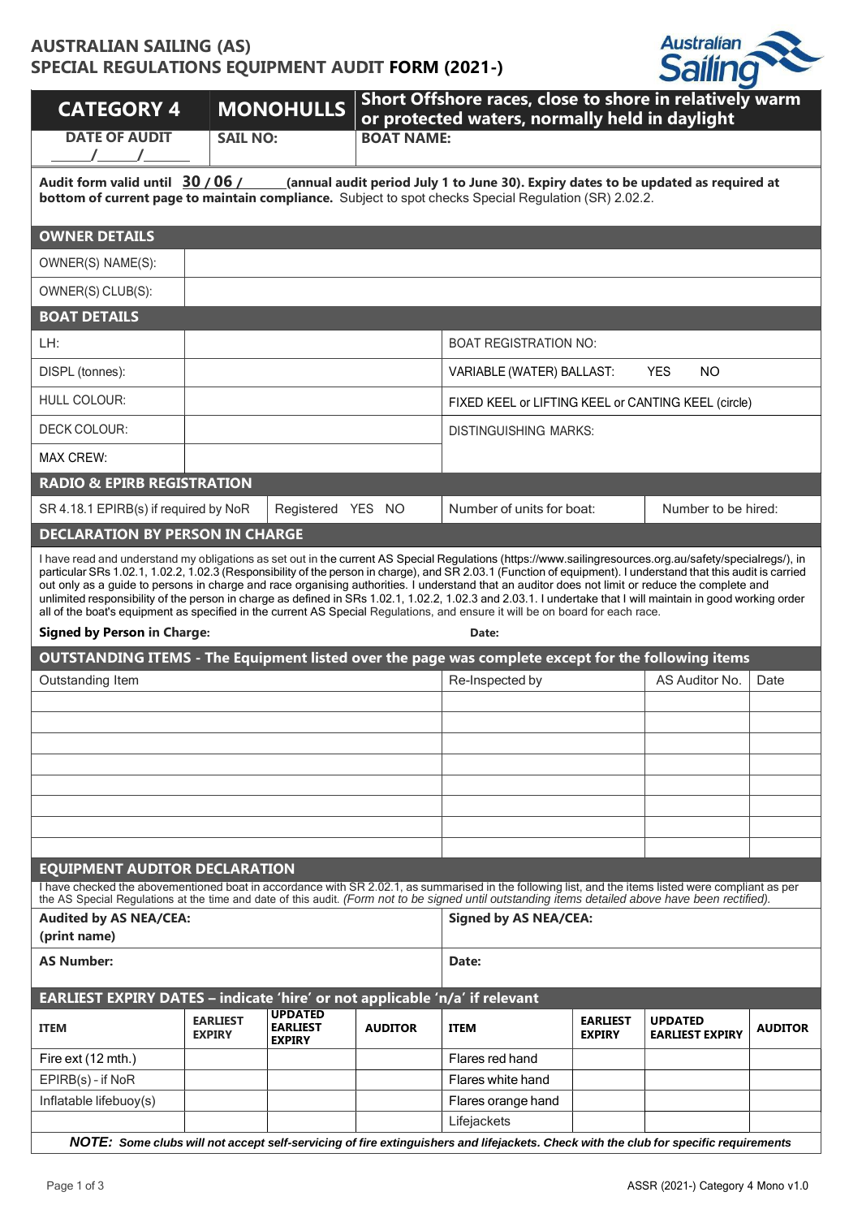# AUSTRALIAN SAILING (AS)
# SPECIAL REGULATIONS EQUIPMENT AUDIT FORM (2021-)

| CATEGORY 4 | MONOHULLS | Short Offshore races, close to shore in relatively warm or protected waters, normally held in daylight |
|---|---|---|
| DATE OF AUDIT ____/____/____ | SAIL NO: | BOAT NAME: |

**Audit form valid until 30 / 06 / ______ (annual audit period July 1 to June 30). Expiry dates to be updated as required at bottom of current page to maintain compliance.** Subject to spot checks Special Regulation (SR) 2.02.2.

## OWNER DETAILS

| | |
|---|---|
| OWNER(S) NAME(S): | |
| OWNER(S) CLUB(S): | |

## BOAT DETAILS

| | | |
|---|---|---|
| LH: | | BOAT REGISTRATION NO: |
| DISPL (tonnes): | | VARIABLE (WATER) BALLAST: YES NO |
| HULL COLOUR: | | FIXED KEEL or LIFTING KEEL or CANTING KEEL (circle) |
| DECK COLOUR: | | DISTINGUISHING MARKS: |
| MAX CREW: | | |

## RADIO & EPIRB REGISTRATION

| SR 4.18.1 EPIRB(s) if required by NoR | Registered YES NO | Number of units for boat: | Number to be hired: |
|---|---|---|---|

## DECLARATION BY PERSON IN CHARGE

I have read and understand my obligations as set out in the current AS Special Regulations (https://www.sailingresources.org.au/safety/specialregs/), in particular SRs 1.02.1, 1.02.2, 1.02.3 (Responsibility of the person in charge), and SR 2.03.1 (Function of equipment). I understand that this audit is carried out only as a guide to persons in charge and race organising authorities. I understand that an auditor does not limit or reduce the complete and unlimited responsibility of the person in charge as defined in SRs 1.02.1, 1.02.2, 1.02.3 and 2.03.1. I undertake that I will maintain in good working order all of the boat's equipment as specified in the current AS Special Regulations, and ensure it will be on board for each race.

**Signed by Person in Charge:** **Date:**

## OUTSTANDING ITEMS - The Equipment listed over the page was complete except for the following items

| Outstanding Item | Re-Inspected by | AS Auditor No. | Date |
|---|---|---|---|
| | | | |
| | | | |
| | | | |
| | | | |
| | | | |
| | | | |
| | | | |
| | | | |

## EQUIPMENT AUDITOR DECLARATION

I have checked the abovementioned boat in accordance with SR 2.02.1, as summarised in the following list, and the items listed were compliant as per the AS Special Regulations at the time and date of this audit. *(Form not to be signed until outstanding items detailed above have been rectified).*

| | |
|---|---|
| **Audited by AS NEA/CEA: (print name)** | **Signed by AS NEA/CEA:** |
| **AS Number:** | **Date:** |

## EARLIEST EXPIRY DATES – indicate 'hire' or not applicable 'n/a' if relevant

| ITEM | EARLIEST EXPIRY | UPDATED EARLIEST EXPIRY | AUDITOR | ITEM | EARLIEST EXPIRY | UPDATED EARLIEST EXPIRY | AUDITOR |
|---|---|---|---|---|---|---|---|
| Fire ext (12 mth.) | | | | Flares red hand | | | |
| EPIRB(s) - if NoR | | | | Flares white hand | | | |
| Inflatable lifebuoy(s) | | | | Flares orange hand | | | |
| | | | | Lifejackets | | | |

***NOTE:* *Some clubs will not accept self-servicing of fire extinguishers and lifejackets. Check with the club for specific requirements***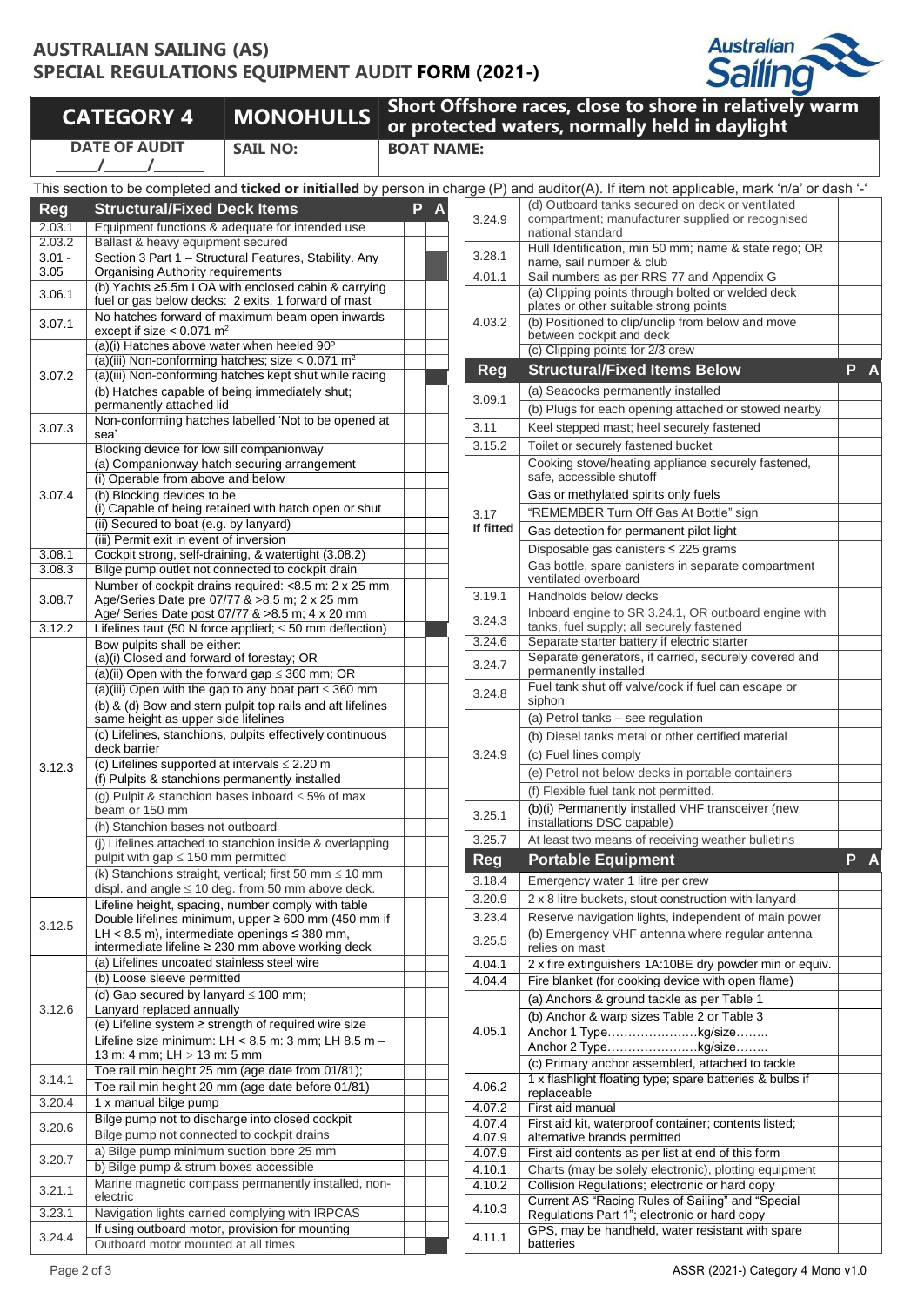## AUSTRALIAN SAILING (AS)
## SPECIAL REGULATIONS EQUIPMENT AUDIT FORM (2021-)

| CATEGORY 4 | MONOHULLS | Short Offshore races, close to shore in relatively warm or protected waters, normally held in daylight |
|---|---|---|
| DATE OF AUDIT ____/____/______ | SAIL NO: | BOAT NAME: |

This section to be completed and **ticked or initialled** by person in charge (P) and auditor(A). If item not applicable, mark 'n/a' or dash '-'

| Reg | Structural/Fixed Deck Items | P | A |
|---|---|---|---|
| 2.03.1 | Equipment functions & adequate for intended use | | |
| 2.03.2 | Ballast & heavy equipment secured | | |
| 3.01 - 3.05 | Section 3 Part 1 – Structural Features, Stability. Any Organising Authority requirements | | |
| 3.06.1 | (b) Yachts ≥5.5m LOA with enclosed cabin & carrying fuel or gas below decks: 2 exits, 1 forward of mast | | |
| 3.07.1 | No hatches forward of maximum beam open inwards except if size < 0.071 m² | | |
| 3.07.2 | (a)(i) Hatches above water when heeled 90° | | |
| | (a)(iii) Non-conforming hatches; size < 0.071 m² | | |
| | (a)(iii) Non-conforming hatches kept shut while racing | | |
| | (b) Hatches capable of being immediately shut; permanently attached lid | | |
| 3.07.3 | Non-conforming hatches labelled 'Not to be opened at sea' | | |
| 3.07.4 | Blocking device for low sill companionway | | |
| | (a) Companionway hatch securing arrangement | | |
| | (i) Operable from above and below | | |
| | (b) Blocking devices to be (i) Capable of being retained with hatch open or shut | | |
| | (ii) Secured to boat (e.g. by lanyard) | | |
| | (iii) Permit exit in event of inversion | | |
| 3.08.1 | Cockpit strong, self-draining, & watertight (3.08.2) | | |
| 3.08.3 | Bilge pump outlet not connected to cockpit drain | | |
| 3.08.7 | Number of cockpit drains required: <8.5 m: 2 x 25 mm Age/Series Date pre 07/77 & >8.5 m; 2 x 25 mm Age/ Series Date post 07/77 & >8.5 m; 4 x 20 mm | | |
| 3.12.2 | Lifelines taut (50 N force applied; ≤ 50 mm deflection) | | |
| 3.12.3 | Bow pulpits shall be either: (a)(i) Closed and forward of forestay; OR | | |
| | (a)(ii) Open with the forward gap ≤ 360 mm; OR | | |
| | (a)(iii) Open with the gap to any boat part ≤ 360 mm | | |
| | (b) & (d) Bow and stern pulpit top rails and aft lifelines same height as upper side lifelines | | |
| | (c) Lifelines, stanchions, pulpits effectively continuous deck barrier | | |
| | (c) Lifelines supported at intervals ≤ 2.20 m | | |
| | (f) Pulpits & stanchions permanently installed | | |
| | (g) Pulpit & stanchion bases inboard ≤ 5% of max beam or 150 mm | | |
| | (h) Stanchion bases not outboard | | |
| | (j) Lifelines attached to stanchion inside & overlapping pulpit with gap ≤ 150 mm permitted | | |
| | (k) Stanchions straight, vertical; first 50 mm ≤ 10 mm displ. and angle ≤ 10 deg. from 50 mm above deck. | | |
| 3.12.5 | Lifeline height, spacing, number comply with table Double lifelines minimum, upper ≥ 600 mm (450 mm if LH < 8.5 m), intermediate openings ≤ 380 mm, intermediate lifeline ≥ 230 mm above working deck | | |
| 3.12.6 | (a) Lifelines uncoated stainless steel wire | | |
| | (b) Loose sleeve permitted | | |
| | (d) Gap secured by lanyard ≤ 100 mm; Lanyard replaced annually | | |
| | (e) Lifeline system ≥ strength of required wire size | | |
| | Lifeline size minimum: LH < 8.5 m: 3 mm; LH 8.5 m – 13 m: 4 mm; LH > 13 m: 5 mm | | |
| 3.14.1 | Toe rail min height 25 mm (age date from 01/81); | | |
| | Toe rail min height 20 mm (age date before 01/81) | | |
| 3.20.4 | 1 x manual bilge pump | | |
| 3.20.6 | Bilge pump not to discharge into closed cockpit | | |
| | Bilge pump not connected to cockpit drains | | |
| 3.20.7 | a) Bilge pump minimum suction bore 25 mm | | |
| | b) Bilge pump & strum boxes accessible | | |
| 3.21.1 | Marine magnetic compass permanently installed, non-electric | | |
| 3.23.1 | Navigation lights carried complying with IRPCAS | | |
| 3.24.4 | If using outboard motor, provision for mounting | | |
| | Outboard motor mounted at all times | | |
| 3.24.9 | (d) Outboard tanks secured on deck or ventilated compartment; manufacturer supplied or recognised national standard | | |
| 3.28.1 | Hull Identification, min 50 mm; name & state rego; OR name, sail number & club | | |
| 4.01.1 | Sail numbers as per RRS 77 and Appendix G | | |
| 4.03.2 | (a) Clipping points through bolted or welded deck plates or other suitable strong points | | |
| | (b) Positioned to clip/unclip from below and move between cockpit and deck | | |
| | (c) Clipping points for 2/3 crew | | |

| Reg | Structural/Fixed Items Below | P | A |
|---|---|---|---|
| 3.09.1 | (a) Seacocks permanently installed | | |
| | (b) Plugs for each opening attached or stowed nearby | | |
| 3.11 | Keel stepped mast; heel securely fastened | | |
| 3.15.2 | Toilet or securely fastened bucket | | |
| 3.17 If fitted | Cooking stove/heating appliance securely fastened, safe, accessible shutoff | | |
| | Gas or methylated spirits only fuels | | |
| | "REMEMBER Turn Off Gas At Bottle" sign | | |
| | Gas detection for permanent pilot light | | |
| | Disposable gas canisters ≤ 225 grams | | |
| | Gas bottle, spare canisters in separate compartment ventilated overboard | | |
| 3.19.1 | Handholds below decks | | |
| 3.24.3 | Inboard engine to SR 3.24.1, OR outboard engine with tanks, fuel supply; all securely fastened | | |
| 3.24.6 | Separate starter battery if electric starter | | |
| 3.24.7 | Separate generators, if carried, securely covered and permanently installed | | |
| 3.24.8 | Fuel tank shut off valve/cock if fuel can escape or siphon | | |
| 3.24.9 | (a) Petrol tanks – see regulation | | |
| | (b) Diesel tanks metal or other certified material | | |
| | (c) Fuel lines comply | | |
| | (e) Petrol not below decks in portable containers | | |
| | (f) Flexible fuel tank not permitted. | | |
| 3.25.1 | (b)(i) Permanently installed VHF transceiver (new installations DSC capable) | | |
| 3.25.7 | At least two means of receiving weather bulletins | | |

| Reg | Portable Equipment | P | A |
|---|---|---|---|
| 3.18.4 | Emergency water 1 litre per crew | | |
| 3.20.9 | 2 x 8 litre buckets, stout construction with lanyard | | |
| 3.23.4 | Reserve navigation lights, independent of main power | | |
| 3.25.5 | (b) Emergency VHF antenna where regular antenna relies on mast | | |
| 4.04.1 | 2 x fire extinguishers 1A:10BE dry powder min or equiv. | | |
| 4.04.4 | Fire blanket (for cooking device with open flame) | | |
| 4.05.1 | (a) Anchors & ground tackle as per Table 1 | | |
| | (b) Anchor & warp sizes Table 2 or Table 3 Anchor 1 Type………………….kg/size…….. Anchor 2 Type………………….kg/size…….. | | |
| | (c) Primary anchor assembled, attached to tackle | | |
| 4.06.2 | 1 x flashlight floating type; spare batteries & bulbs if replaceable | | |
| 4.07.2 | First aid manual | | |
| 4.07.4 4.07.9 | First aid kit, waterproof container; contents listed; alternative brands permitted | | |
| 4.07.9 | First aid contents as per list at end of this form | | |
| 4.10.1 | Charts (may be solely electronic), plotting equipment | | |
| 4.10.2 | Collision Regulations; electronic or hard copy | | |
| 4.10.3 | Current AS "Racing Rules of Sailing" and "Special Regulations Part 1"; electronic or hard copy | | |
| 4.11.1 | GPS, may be handheld, water resistant with spare batteries | | |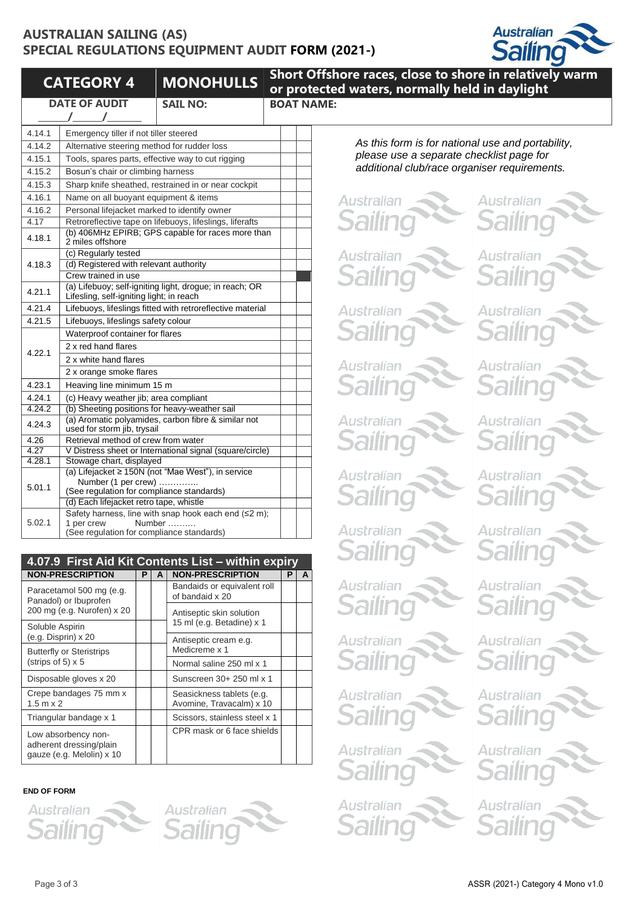# AUSTRALIAN SAILING (AS)
# SPECIAL REGULATIONS EQUIPMENT AUDIT FORM (2021-)

| CATEGORY 4 | MONOHULLS | Short Offshore races, close to shore in relatively warm or protected waters, normally held in daylight |
|---|---|---|
| DATE OF AUDIT ____/____/____ | SAIL NO: | BOAT NAME: |

| | | | |
|---|---|---|---|
| 4.14.1 | Emergency tiller if not tiller steered | | |
| 4.14.2 | Alternative steering method for rudder loss | | |
| 4.15.1 | Tools, spares parts, effective way to cut rigging | | |
| 4.15.2 | Bosun's chair or climbing harness | | |
| 4.15.3 | Sharp knife sheathed, restrained in or near cockpit | | |
| 4.16.1 | Name on all buoyant equipment & items | | |
| 4.16.2 | Personal lifejacket marked to identify owner | | |
| 4.17 | Retroreflective tape on lifebuoys, lifeslings, liferafts | | |
| 4.18.1 | (b) 406MHz EPIRB; GPS capable for races more than 2 miles offshore | | |
| 4.18.3 | (c) Regularly tested | | |
| | (d) Registered with relevant authority | | |
| | Crew trained in use | | |
| 4.21.1 | (a) Lifebuoy; self-igniting light, drogue; in reach; OR Lifesling, self-igniting light; in reach | | |
| 4.21.4 | Lifebuoys, lifeslings fitted with retroreflective material | | |
| 4.21.5 | Lifebuoys, lifeslings safety colour | | |
| 4.22.1 | Waterproof container for flares | | |
| | 2 x red hand flares | | |
| | 2 x white hand flares | | |
| | 2 x orange smoke flares | | |
| 4.23.1 | Heaving line minimum 15 m | | |
| 4.24.1 | (c) Heavy weather jib; area compliant | | |
| 4.24.2 | (b) Sheeting positions for heavy-weather sail | | |
| 4.24.3 | (a) Aromatic polyamides, carbon fibre & similar not used for storm jib, trysail | | |
| 4.26 | Retrieval method of crew from water | | |
| 4.27 | V Distress sheet or International signal (square/circle) | | |
| 4.28.1 | Stowage chart, displayed | | |
| 5.01.1 | (a) Lifejacket ≥ 150N (not "Mae West"), in service Number (1 per crew) …………. (See regulation for compliance standards) | | |
| | (d) Each lifejacket retro tape, whistle | | |
| 5.02.1 | Safety harness, line with snap hook each end (≤2 m); 1 per crew Number ………. (See regulation for compliance standards) | | |

*As this form is for national use and portability, please use a separate checklist page for additional club/race organiser requirements.*

## 4.07.9 First Aid Kit Contents List – within expiry

| NON-PRESCRIPTION | P | A | NON-PRESCRIPTION | P | A |
|---|---|---|---|---|---|
| Paracetamol 500 mg (e.g. Panadol) or Ibuprofen 200 mg (e.g. Nurofen) x 20 | | | Bandaids or equivalent roll of bandaid x 20 | | |
| | | | Antiseptic skin solution 15 ml (e.g. Betadine) x 1 | | |
| Soluble Aspirin (e.g. Disprin) x 20 | | | Antiseptic cream e.g. Medicreme x 1 | | |
| Butterfly or Steristrips (strips of 5) x 5 | | | Normal saline 250 ml x 1 | | |
| Disposable gloves x 20 | | | Sunscreen 30+ 250 ml x 1 | | |
| Crepe bandages 75 mm x 1.5 m x 2 | | | Seasickness tablets (e.g. Avomine, Travacalm) x 10 | | |
| Triangular bandage x 1 | | | Scissors, stainless steel x 1 | | |
| Low absorbency non-adherent dressing/plain gauze (e.g. Melolin) x 10 | | | CPR mask or 6 face shields | | |

**END OF FORM**